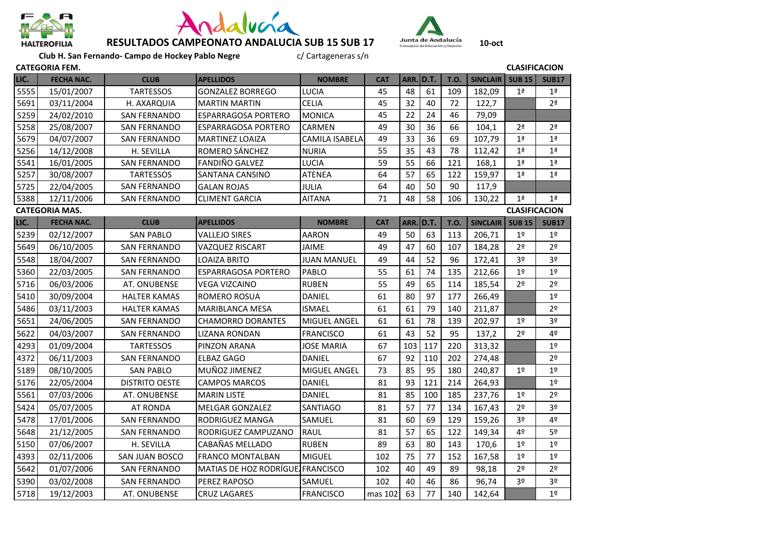# RESULTADOS CAMPEONATO ANDALUCIA SUB 15 SUB 17

10-oct

**Club H. San Fernando- Campo de Hockey Pablo Negre** c/ Cartageneras s/n

**CATEGORIA FEM.** **CLASIFICACION**

| LIC. | FECHA NAC. | CLUB | APELLIDOS | NOMBRE | CAT | ARR. | D.T. | T.O. | SINCLAIR | SUB 15 | SUB17 |
|---|---|---|---|---|---|---|---|---|---|---|---|
| 5555 | 15/01/2007 | TARTESSOS | GONZALEZ BORREGO | LUCIA | 45 | 48 | 61 | 109 | 182,09 | 1ª | 1ª |
| 5691 | 03/11/2004 | H. AXARQUIA | MARTIN MARTIN | CELIA | 45 | 32 | 40 | 72 | 122,7 | | 2ª |
| 5259 | 24/02/2010 | SAN FERNANDO | ESPARRAGOSA PORTERO | MONICA | 45 | 22 | 24 | 46 | 79,09 | | |
| 5258 | 25/08/2007 | SAN FERNANDO | ESPARRAGOSA PORTERO | CARMEN | 49 | 30 | 36 | 66 | 104,1 | 2ª | 2ª |
| 5679 | 04/07/2007 | SAN FERNANDO | MARTINEZ LOAIZA | CAMILA ISABELA | 49 | 33 | 36 | 69 | 107,79 | 1ª | 1ª |
| 5256 | 14/12/2008 | H. SEVILLA | ROMERO SÁNCHEZ | NURIA | 55 | 35 | 43 | 78 | 112,42 | 1ª | 1ª |
| 5541 | 16/01/2005 | SAN FERNANDO | FANDIÑO GALVEZ | LUCIA | 59 | 55 | 66 | 121 | 168,1 | 1ª | 1ª |
| 5257 | 30/08/2007 | TARTESSOS | SANTANA CANSINO | ATENEA | 64 | 57 | 65 | 122 | 159,97 | 1ª | 1ª |
| 5725 | 22/04/2005 | SAN FERNANDO | GALAN ROJAS | JULIA | 64 | 40 | 50 | 90 | 117,9 | | |
| 5388 | 12/11/2006 | SAN FERNANDO | CLIMENT GARCIA | AITANA | 71 | 48 | 58 | 106 | 130,22 | 1ª | 1ª |

**CATEGORIA MAS.** **CLASIFICACION**

| LIC. | FECHA NAC. | CLUB | APELLIDOS | NOMBRE | CAT | ARR. | D.T. | T.O. | SINCLAIR | SUB 15 | SUB17 |
|---|---|---|---|---|---|---|---|---|---|---|---|
| 5239 | 02/12/2007 | SAN PABLO | VALLEJO SIRES | AARON | 49 | 50 | 63 | 113 | 206,71 | 1º | 1º |
| 5649 | 06/10/2005 | SAN FERNANDO | VAZQUEZ RISCART | JAIME | 49 | 47 | 60 | 107 | 184,28 | 2º | 2º |
| 5548 | 18/04/2007 | SAN FERNANDO | LOAIZA BRITO | JUAN MANUEL | 49 | 44 | 52 | 96 | 172,41 | 3º | 3º |
| 5360 | 22/03/2005 | SAN FERNANDO | ESPARRAGOSA PORTERO | PABLO | 55 | 61 | 74 | 135 | 212,66 | 1º | 1º |
| 5716 | 06/03/2006 | AT. ONUBENSE | VEGA VIZCAINO | RUBEN | 55 | 49 | 65 | 114 | 185,54 | 2º | 2º |
| 5410 | 30/09/2004 | HALTER KAMAS | ROMERO ROSUA | DANIEL | 61 | 80 | 97 | 177 | 266,49 | | 1º |
| 5486 | 03/11/2003 | HALTER KAMAS | MARIBLANCA MESA | ISMAEL | 61 | 61 | 79 | 140 | 211,87 | | 2º |
| 5651 | 24/06/2005 | SAN FERNANDO | CHAMORRO DORANTES | MIGUEL ANGEL | 61 | 61 | 78 | 139 | 202,97 | 1º | 3º |
| 5622 | 04/03/2007 | SAN FERNANDO | LIZANA RONDAN | FRANCISCO | 61 | 43 | 52 | 95 | 137,2 | 2º | 4º |
| 4293 | 01/09/2004 | TARTESSOS | PINZON ARANA | JOSE MARIA | 67 | 103 | 117 | 220 | 313,32 | | 1º |
| 4372 | 06/11/2003 | SAN FERNANDO | ELBAZ GAGO | DANIEL | 67 | 92 | 110 | 202 | 274,48 | | 2º |
| 5189 | 08/10/2005 | SAN PABLO | MUÑOZ JIMENEZ | MIGUEL ANGEL | 73 | 85 | 95 | 180 | 240,87 | 1º | 1º |
| 5176 | 22/05/2004 | DISTRITO OESTE | CAMPOS MARCOS | DANIEL | 81 | 93 | 121 | 214 | 264,93 | | 1º |
| 5561 | 07/03/2006 | AT. ONUBENSE | MARIN LISTE | DANIEL | 81 | 85 | 100 | 185 | 237,76 | 1º | 2º |
| 5424 | 05/07/2005 | AT RONDA | MELGAR GONZALEZ | SANTIAGO | 81 | 57 | 77 | 134 | 167,43 | 2º | 3º |
| 5478 | 17/01/2006 | SAN FERNANDO | RODRIGUEZ MANGA | SAMUEL | 81 | 60 | 69 | 129 | 159,26 | 3º | 4º |
| 5648 | 21/12/2005 | SAN FERNANDO | RODRIGUEZ CAMPUZANO | RAUL | 81 | 57 | 65 | 122 | 149,34 | 4º | 5º |
| 5150 | 07/06/2007 | H. SEVILLA | CABAÑAS MELLADO | RUBEN | 89 | 63 | 80 | 143 | 170,6 | 1º | 1º |
| 4393 | 02/11/2006 | SAN JUAN BOSCO | FRANCO MONTALBAN | MIGUEL | 102 | 75 | 77 | 152 | 167,58 | 1º | 1º |
| 5642 | 01/07/2006 | SAN FERNANDO | MATIAS DE HOZ RODRÍGUE | FRANCISCO | 102 | 40 | 49 | 89 | 98,18 | 2º | 2º |
| 5390 | 03/02/2008 | SAN FERNANDO | PEREZ RAPOSO | SAMUEL | 102 | 40 | 46 | 86 | 96,74 | 3º | 3º |
| 5718 | 19/12/2003 | AT. ONUBENSE | CRUZ LAGARES | FRANCISCO | mas 102 | 63 | 77 | 140 | 142,64 | | 1º |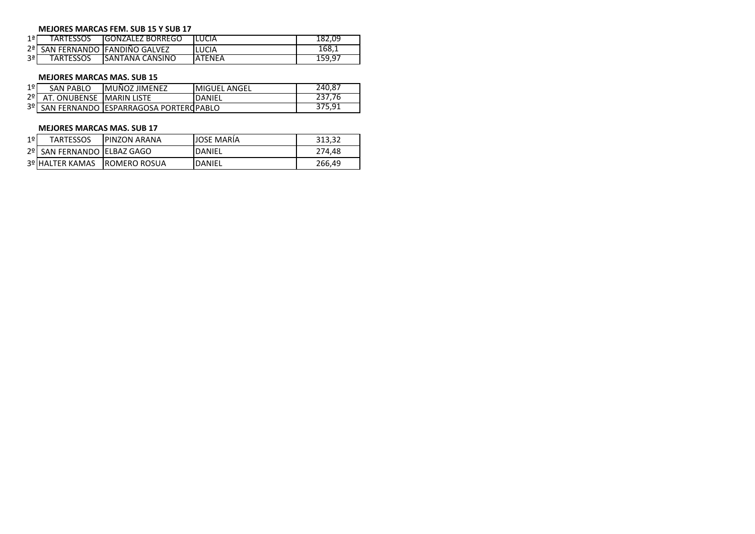**MEJORES MARCAS FEM. SUB 15 Y SUB 17**

| | | | | |
|---|---|---|---|---|
| 1ª | TARTESSOS | GONZALEZ BORREGO | LUCIA | 182,09 |
| 2ª | SAN FERNANDO | FANDIÑO GALVEZ | LUCIA | 168,1 |
| 3ª | TARTESSOS | SANTANA CANSINO | ATENEA | 159,97 |

**MEJORES MARCAS MAS. SUB 15**

| | | | | |
|---|---|---|---|---|
| 1º | SAN PABLO | MUÑOZ JIMENEZ | MIGUEL ANGEL | 240,87 |
| 2º | AT. ONUBENSE | MARIN LISTE | DANIEL | 237,76 |
| 3º | SAN FERNANDO | ESPARRAGOSA PORTERO | PABLO | 375,91 |

**MEJORES MARCAS MAS. SUB 17**

| | | | | |
|---|---|---|---|---|
| 1º | TARTESSOS | PINZON ARANA | JOSE MARÍA | 313,32 |
| 2º | SAN FERNANDO | ELBAZ GAGO | DANIEL | 274,48 |
| 3º | HALTER KAMAS | ROMERO ROSUA | DANIEL | 266,49 |